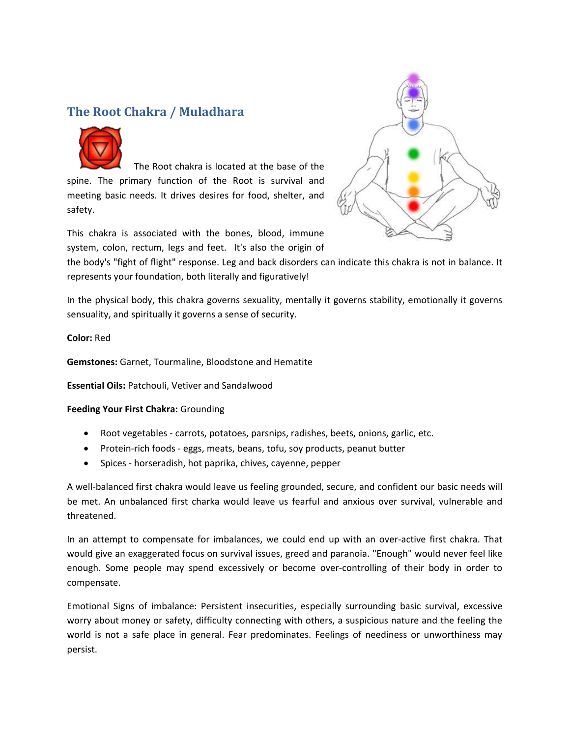## The Root Chakra / Muladhara

The Root chakra is located at the base of the spine. The primary function of the Root is survival and meeting basic needs. It drives desires for food, shelter, and safety.

This chakra is associated with the bones, blood, immune system, colon, rectum, legs and feet. It's also the origin of the body's "fight of flight" response. Leg and back disorders can indicate this chakra is not in balance. It represents your foundation, both literally and figuratively!

In the physical body, this chakra governs sexuality, mentally it governs stability, emotionally it governs sensuality, and spiritually it governs a sense of security.

**Color:** Red

**Gemstones:** Garnet, Tourmaline, Bloodstone and Hematite

**Essential Oils:** Patchouli, Vetiver and Sandalwood

**Feeding Your First Chakra:** Grounding

- Root vegetables - carrots, potatoes, parsnips, radishes, beets, onions, garlic, etc.
- Protein-rich foods - eggs, meats, beans, tofu, soy products, peanut butter
- Spices - horseradish, hot paprika, chives, cayenne, pepper

A well-balanced first chakra would leave us feeling grounded, secure, and confident our basic needs will be met. An unbalanced first charka would leave us fearful and anxious over survival, vulnerable and threatened.

In an attempt to compensate for imbalances, we could end up with an over-active first chakra. That would give an exaggerated focus on survival issues, greed and paranoia. "Enough" would never feel like enough. Some people may spend excessively or become over-controlling of their body in order to compensate.

Emotional Signs of imbalance: Persistent insecurities, especially surrounding basic survival, excessive worry about money or safety, difficulty connecting with others, a suspicious nature and the feeling the world is not a safe place in general. Fear predominates. Feelings of neediness or unworthiness may persist.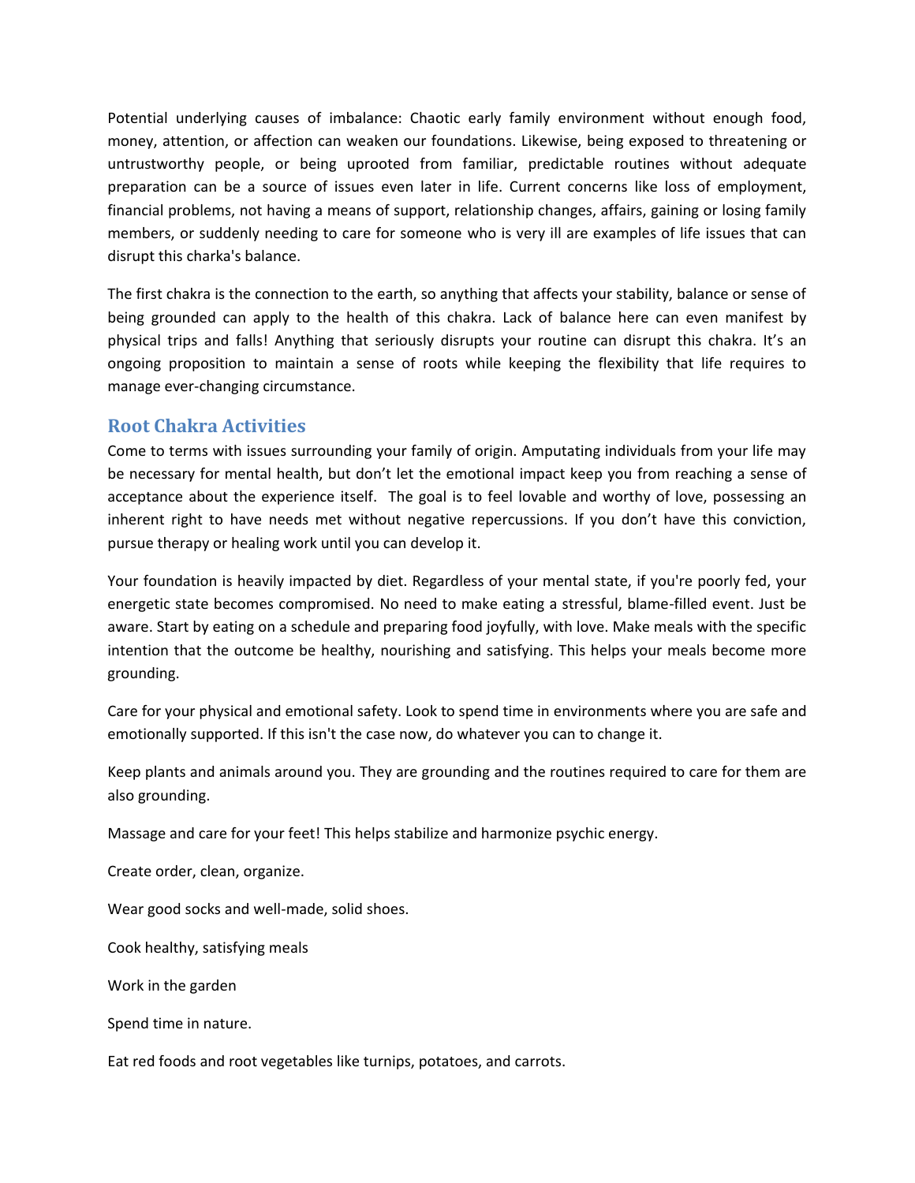Potential underlying causes of imbalance: Chaotic early family environment without enough food, money, attention, or affection can weaken our foundations. Likewise, being exposed to threatening or untrustworthy people, or being uprooted from familiar, predictable routines without adequate preparation can be a source of issues even later in life. Current concerns like loss of employment, financial problems, not having a means of support, relationship changes, affairs, gaining or losing family members, or suddenly needing to care for someone who is very ill are examples of life issues that can disrupt this charka's balance.

The first chakra is the connection to the earth, so anything that affects your stability, balance or sense of being grounded can apply to the health of this chakra. Lack of balance here can even manifest by physical trips and falls! Anything that seriously disrupts your routine can disrupt this chakra. It's an ongoing proposition to maintain a sense of roots while keeping the flexibility that life requires to manage ever-changing circumstance.

## Root Chakra Activities

Come to terms with issues surrounding your family of origin. Amputating individuals from your life may be necessary for mental health, but don't let the emotional impact keep you from reaching a sense of acceptance about the experience itself. The goal is to feel lovable and worthy of love, possessing an inherent right to have needs met without negative repercussions. If you don't have this conviction, pursue therapy or healing work until you can develop it.

Your foundation is heavily impacted by diet. Regardless of your mental state, if you're poorly fed, your energetic state becomes compromised. No need to make eating a stressful, blame-filled event. Just be aware. Start by eating on a schedule and preparing food joyfully, with love. Make meals with the specific intention that the outcome be healthy, nourishing and satisfying. This helps your meals become more grounding.

Care for your physical and emotional safety. Look to spend time in environments where you are safe and emotionally supported. If this isn't the case now, do whatever you can to change it.

Keep plants and animals around you. They are grounding and the routines required to care for them are also grounding.

Massage and care for your feet! This helps stabilize and harmonize psychic energy.

Create order, clean, organize.

Wear good socks and well-made, solid shoes.

Cook healthy, satisfying meals

Work in the garden

Spend time in nature.

Eat red foods and root vegetables like turnips, potatoes, and carrots.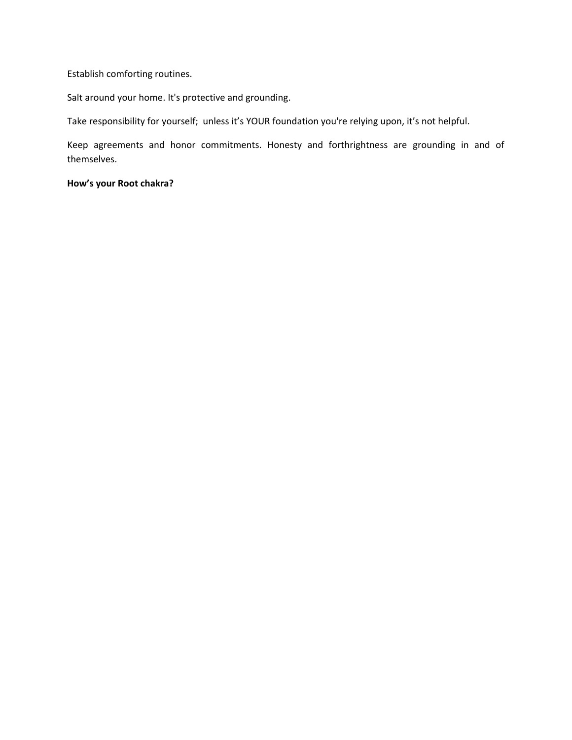Establish comforting routines.

Salt around your home. It's protective and grounding.

Take responsibility for yourself;  unless it's YOUR foundation you're relying upon, it's not helpful.

Keep agreements and honor commitments. Honesty and forthrightness are grounding in and of themselves.

**How's your Root chakra?**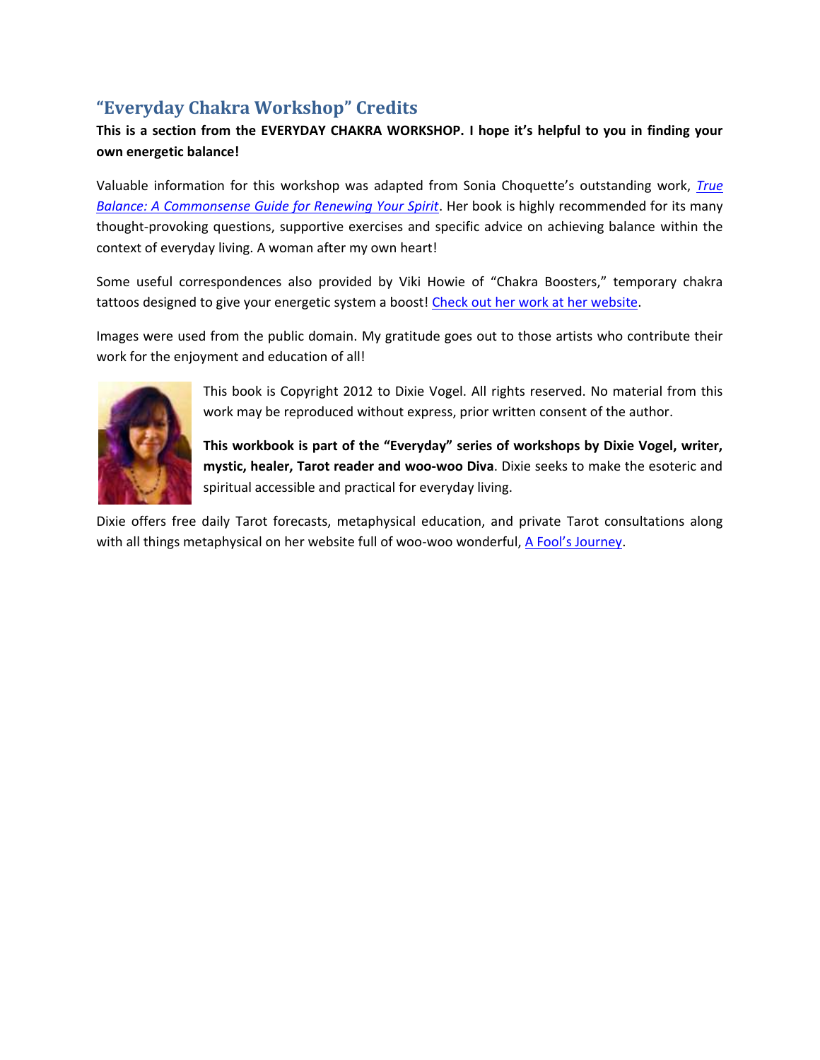## "Everyday Chakra Workshop" Credits

**This is a section from the EVERYDAY CHAKRA WORKSHOP. I hope it's helpful to you in finding your own energetic balance!**

Valuable information for this workshop was adapted from Sonia Choquette's outstanding work, *True Balance: A Commonsense Guide for Renewing Your Spirit*. Her book is highly recommended for its many thought-provoking questions, supportive exercises and specific advice on achieving balance within the context of everyday living. A woman after my own heart!

Some useful correspondences also provided by Viki Howie of "Chakra Boosters," temporary chakra tattoos designed to give your energetic system a boost! Check out her work at her website.

Images were used from the public domain. My gratitude goes out to those artists who contribute their work for the enjoyment and education of all!

This book is Copyright 2012 to Dixie Vogel. All rights reserved. No material from this work may be reproduced without express, prior written consent of the author.

**This workbook is part of the "Everyday" series of workshops by Dixie Vogel, writer, mystic, healer, Tarot reader and woo-woo Diva**. Dixie seeks to make the esoteric and spiritual accessible and practical for everyday living.

Dixie offers free daily Tarot forecasts, metaphysical education, and private Tarot consultations along with all things metaphysical on her website full of woo-woo wonderful, A Fool's Journey.